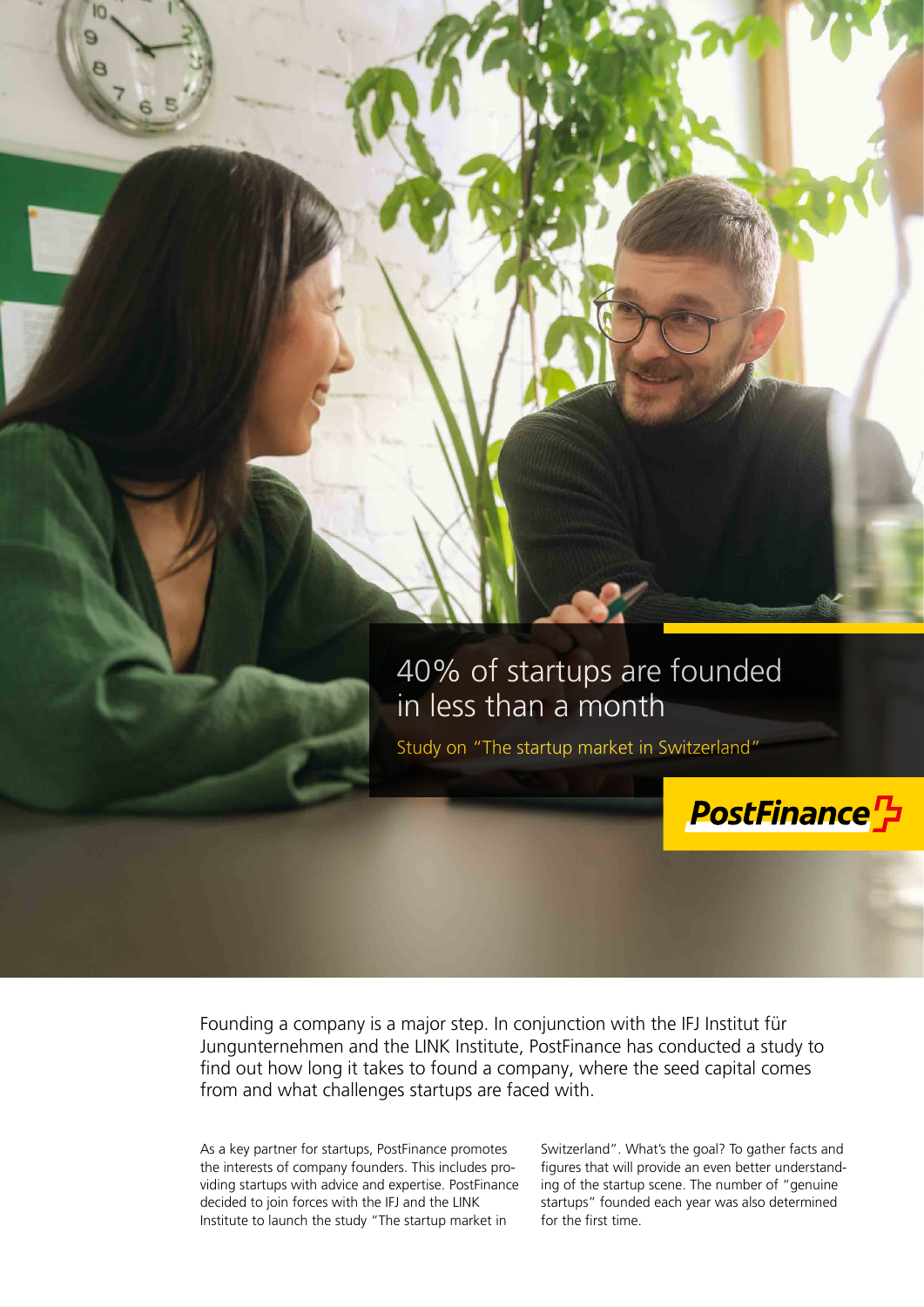# 40% of startups are founded in less than a month

Study on "The startup market in Switzerland"

PostFinance

Founding a company is a major step. In conjunction with the IFJ Institut für Jungunternehmen and the LINK Institute, PostFinance has conducted a study to find out how long it takes to found a company, where the seed capital comes from and what challenges startups are faced with.

As a key partner for startups, PostFinance promotes the interests of company founders. This includes providing startups with advice and expertise. PostFinance decided to join forces with the IFJ and the LINK Institute to launch the study "The startup market in Switzerland". What's the goal? To gather facts and figures that will provide an even better understanding of the startup scene. The number of "genuine startups" founded each year was also determined for the first time.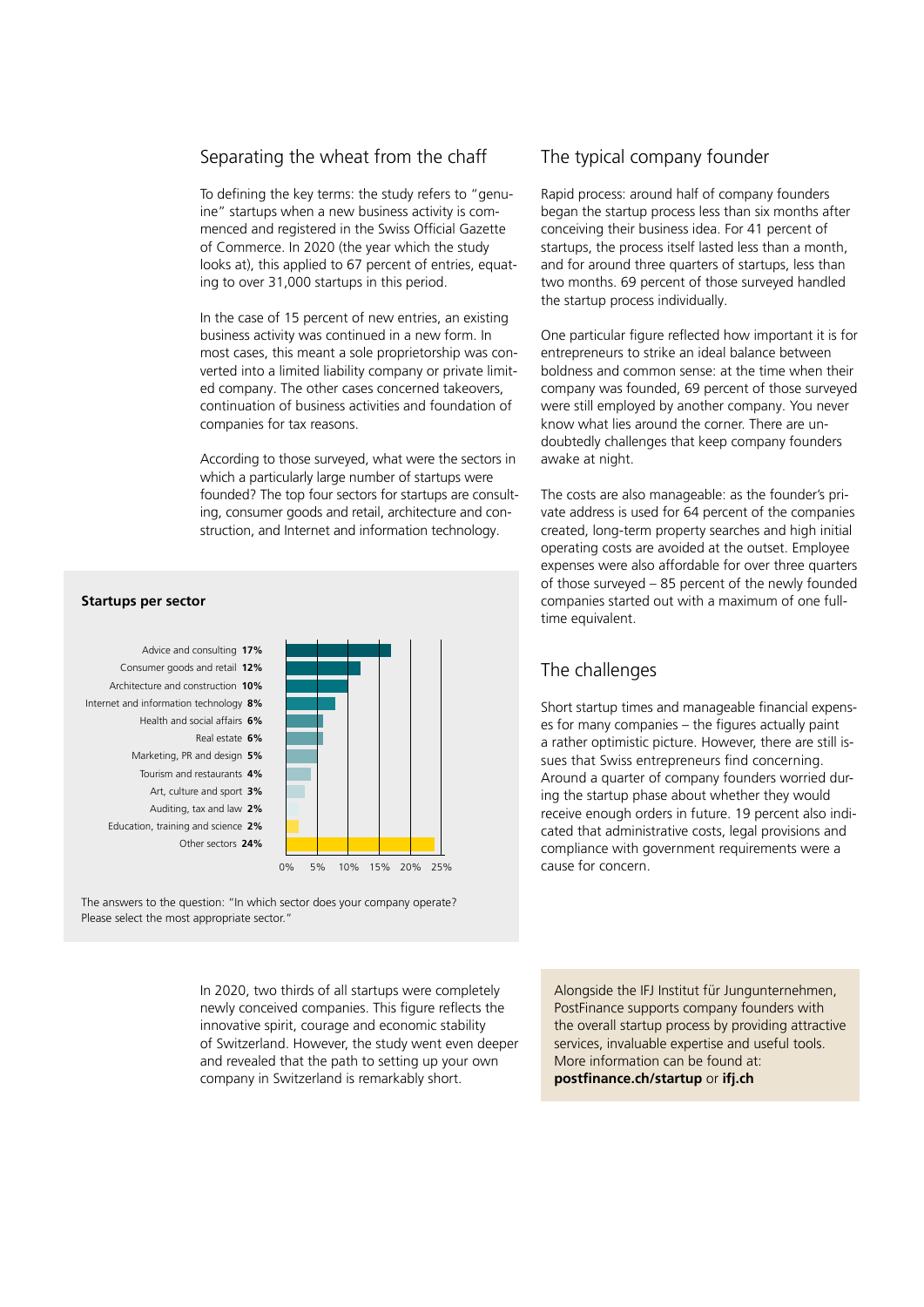## Separating the wheat from the chaff

To defining the key terms: the study refers to "genuine" startups when a new business activity is commenced and registered in the Swiss Official Gazette of Commerce. In 2020 (the year which the study looks at), this applied to 67 percent of entries, equating to over 31,000 startups in this period.

In the case of 15 percent of new entries, an existing business activity was continued in a new form. In most cases, this meant a sole proprietorship was converted into a limited liability company or private limited company. The other cases concerned takeovers, continuation of business activities and foundation of companies for tax reasons.

According to those surveyed, what were the sectors in which a particularly large number of startups were founded? The top four sectors for startups are consulting, consumer goods and retail, architecture and construction, and Internet and information technology.

**Startups per sector**

| Sector | Share |
|---|---|
| Advice and consulting | 17% |
| Consumer goods and retail | 12% |
| Architecture and construction | 10% |
| Internet and information technology | 8% |
| Health and social affairs | 6% |
| Real estate | 6% |
| Marketing, PR and design | 5% |
| Tourism and restaurants | 4% |
| Art, culture and sport | 3% |
| Auditing, tax and law | 2% |
| Education, training and science | 2% |
| Other sectors | 24% |

The answers to the question: "In which sector does your company operate? Please select the most appropriate sector."

In 2020, two thirds of all startups were completely newly conceived companies. This figure reflects the innovative spirit, courage and economic stability of Switzerland. However, the study went even deeper and revealed that the path to setting up your own company in Switzerland is remarkably short.

## The typical company founder

Rapid process: around half of company founders began the startup process less than six months after conceiving their business idea. For 41 percent of startups, the process itself lasted less than a month, and for around three quarters of startups, less than two months. 69 percent of those surveyed handled the startup process individually.

One particular figure reflected how important it is for entrepreneurs to strike an ideal balance between boldness and common sense: at the time when their company was founded, 69 percent of those surveyed were still employed by another company. You never know what lies around the corner. There are undoubtedly challenges that keep company founders awake at night.

The costs are also manageable: as the founder's private address is used for 64 percent of the companies created, long-term property searches and high initial operating costs are avoided at the outset. Employee expenses were also affordable for over three quarters of those surveyed – 85 percent of the newly founded companies started out with a maximum of one full-time equivalent.

## The challenges

Short startup times and manageable financial expenses for many companies – the figures actually paint a rather optimistic picture. However, there are still issues that Swiss entrepreneurs find concerning. Around a quarter of company founders worried during the startup phase about whether they would receive enough orders in future. 19 percent also indicated that administrative costs, legal provisions and compliance with government requirements were a cause for concern.

Alongside the IFJ Institut für Jungunternehmen, PostFinance supports company founders with the overall startup process by providing attractive services, invaluable expertise and useful tools. More information can be found at: **postfinance.ch/startup** or **ifj.ch**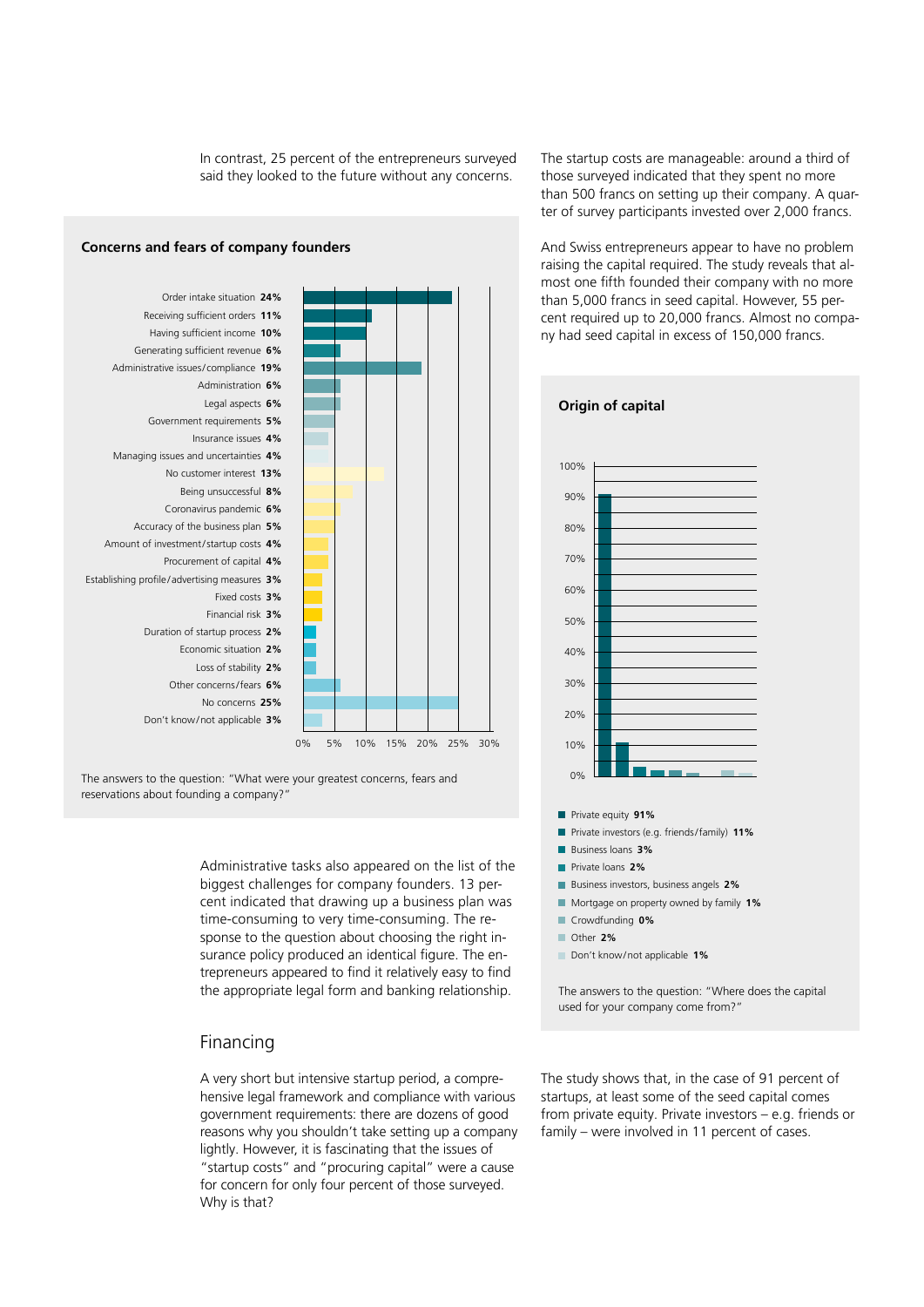In contrast, 25 percent of the entrepreneurs surveyed said they looked to the future without any concerns.

### Concerns and fears of company founders

| Concern | Share |
|---|---|
| Order intake situation | 24% |
| Receiving sufficient orders | 11% |
| Having sufficient income | 10% |
| Generating sufficient revenue | 6% |
| Administrative issues/compliance | 19% |
| Administration | 6% |
| Legal aspects | 6% |
| Government requirements | 5% |
| Insurance issues | 4% |
| Managing issues and uncertainties | 4% |
| No customer interest | 13% |
| Being unsuccessful | 8% |
| Coronavirus pandemic | 6% |
| Accuracy of the business plan | 5% |
| Amount of investment/startup costs | 4% |
| Procurement of capital | 4% |
| Establishing profile/advertising measures | 3% |
| Fixed costs | 3% |
| Financial risk | 3% |
| Duration of startup process | 2% |
| Economic situation | 2% |
| Loss of stability | 2% |
| Other concerns/fears | 6% |
| No concerns | 25% |
| Don't know/not applicable | 3% |

The answers to the question: "What were your greatest concerns, fears and reservations about founding a company?"

Administrative tasks also appeared on the list of the biggest challenges for company founders. 13 percent indicated that drawing up a business plan was time-consuming to very time-consuming. The response to the question about choosing the right insurance policy produced an identical figure. The entrepreneurs appeared to find it relatively easy to find the appropriate legal form and banking relationship.

## Financing

A very short but intensive startup period, a comprehensive legal framework and compliance with various government requirements: there are dozens of good reasons why you shouldn't take setting up a company lightly. However, it is fascinating that the issues of "startup costs" and "procuring capital" were a cause for concern for only four percent of those surveyed. Why is that?

The startup costs are manageable: around a third of those surveyed indicated that they spent no more than 500 francs on setting up their company. A quarter of survey participants invested over 2,000 francs.

And Swiss entrepreneurs appear to have no problem raising the capital required. The study reveals that almost one fifth founded their company with no more than 5,000 francs in seed capital. However, 55 percent required up to 20,000 francs. Almost no company had seed capital in excess of 150,000 francs.

### Origin of capital

| Source | Share |
|---|---|
| Private equity | 91% |
| Private investors (e.g. friends/family) | 11% |
| Business loans | 3% |
| Private loans | 2% |
| Business investors, business angels | 2% |
| Mortgage on property owned by family | 1% |
| Crowdfunding | 0% |
| Other | 2% |
| Don't know/not applicable | 1% |

The answers to the question: "Where does the capital used for your company come from?"

The study shows that, in the case of 91 percent of startups, at least some of the seed capital comes from private equity. Private investors – e.g. friends or family – were involved in 11 percent of cases.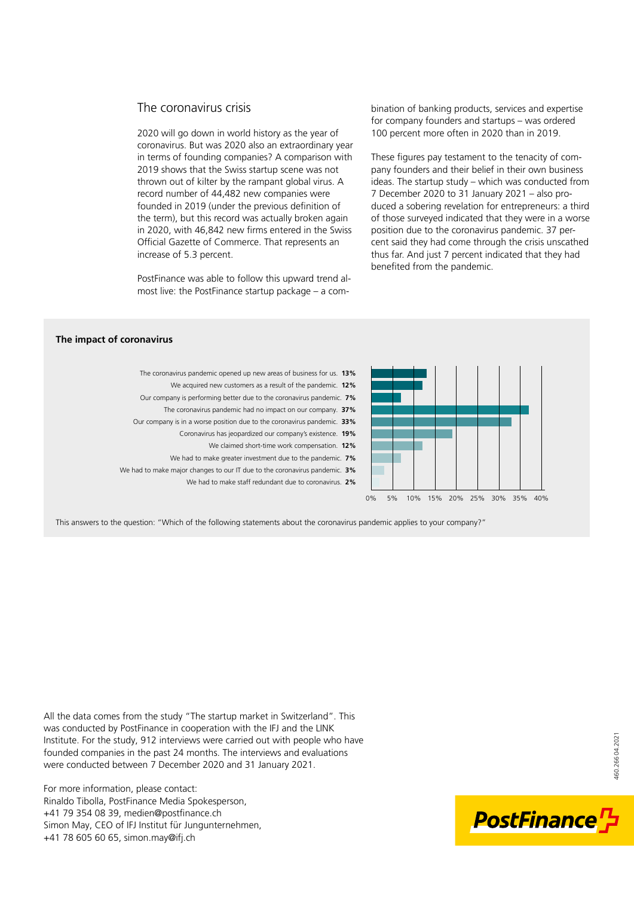## The coronavirus crisis

2020 will go down in world history as the year of coronavirus. But was 2020 also an extraordinary year in terms of founding companies? A comparison with 2019 shows that the Swiss startup scene was not thrown out of kilter by the rampant global virus. A record number of 44,482 new companies were founded in 2019 (under the previous definition of the term), but this record was actually broken again in 2020, with 46,842 new firms entered in the Swiss Official Gazette of Commerce. That represents an increase of 5.3 percent.

PostFinance was able to follow this upward trend almost live: the PostFinance startup package – a combination of banking products, services and expertise for company founders and startups – was ordered 100 percent more often in 2020 than in 2019.

These figures pay testament to the tenacity of company founders and their belief in their own business ideas. The startup study – which was conducted from 7 December 2020 to 31 January 2021 – also produced a sobering revelation for entrepreneurs: a third of those surveyed indicated that they were in a worse position due to the coronavirus pandemic. 37 percent said they had come through the crisis unscathed thus far. And just 7 percent indicated that they had benefited from the pandemic.

**The impact of coronavirus**

The coronavirus pandemic opened up new areas of business for us. **13%**
We acquired new customers as a result of the pandemic. **12%**
Our company is performing better due to the coronavirus pandemic. **7%**
The coronavirus pandemic had no impact on our company. **37%**
Our company is in a worse position due to the coronavirus pandemic. **33%**
Coronavirus has jeopardized our company's existence. **19%**
We claimed short-time work compensation. **12%**
We had to make greater investment due to the pandemic. **7%**
We had to make major changes to our IT due to the coronavirus pandemic. **3%**
We had to make staff redundant due to coronavirus. **2%**

0% 5% 10% 15% 20% 25% 30% 35% 40%

This answers to the question: "Which of the following statements about the coronavirus pandemic applies to your company?"

All the data comes from the study "The startup market in Switzerland". This was conducted by PostFinance in cooperation with the IFJ and the LINK Institute. For the study, 912 interviews were carried out with people who have founded companies in the past 24 months. The interviews and evaluations were conducted between 7 December 2020 and 31 January 2021.

For more information, please contact:
Rinaldo Tibolla, PostFinance Media Spokesperson,
+41 79 354 08 39, medien@postfinance.ch
Simon May, CEO of IFJ Institut für Jungunternehmen,
+41 78 605 60 65, simon.may@ifj.ch

460.266 04.2021

PostFinance